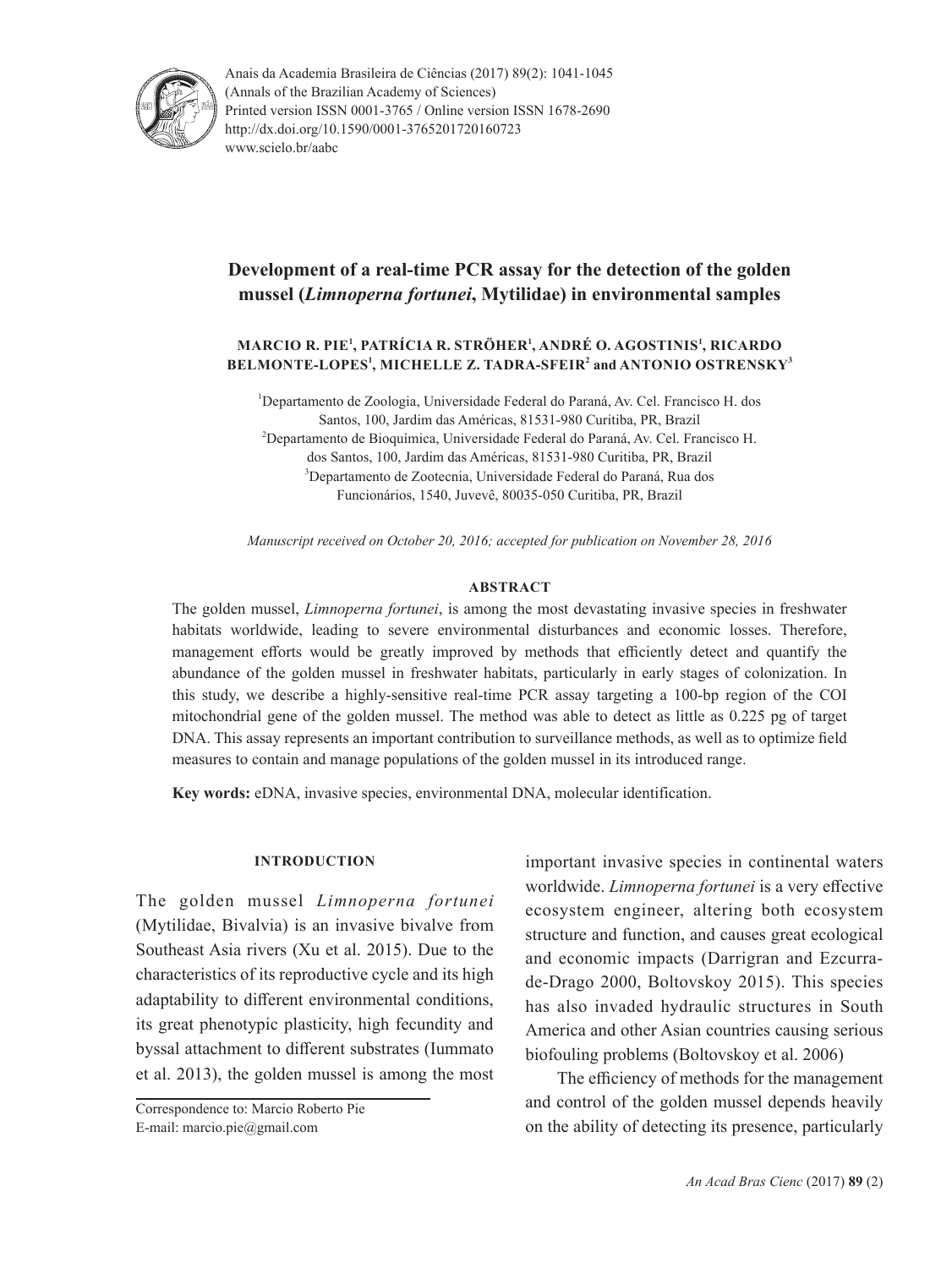# Development of a real-time PCR assay for the detection of the golden mussel (*Limnoperna fortunei*, Mytilidae) in environmental samples

**MARCIO R. PIE[1], PATRÍCIA R. STRÖHER[1], ANDRÉ O. AGOSTINIS[1], RICARDO BELMONTE-LOPES[1], MICHELLE Z. TADRA-SFEIR[2] and ANTONIO OSTRENSKY[3]**

[1]Departamento de Zoologia, Universidade Federal do Paraná, Av. Cel. Francisco H. dos Santos, 100, Jardim das Américas, 81531-980 Curitiba, PR, Brazil
[2]Departamento de Bioquímica, Universidade Federal do Paraná, Av. Cel. Francisco H. dos Santos, 100, Jardim das Américas, 81531-980 Curitiba, PR, Brazil
[3]Departamento de Zootecnia, Universidade Federal do Paraná, Rua dos Funcionários, 1540, Juvevê, 80035-050 Curitiba, PR, Brazil

*Manuscript received on October 20, 2016; accepted for publication on November 28, 2016*

## ABSTRACT

The golden mussel, *Limnoperna fortunei*, is among the most devastating invasive species in freshwater habitats worldwide, leading to severe environmental disturbances and economic losses. Therefore, management efforts would be greatly improved by methods that efficiently detect and quantify the abundance of the golden mussel in freshwater habitats, particularly in early stages of colonization. In this study, we describe a highly-sensitive real-time PCR assay targeting a 100-bp region of the COI mitochondrial gene of the golden mussel. The method was able to detect as little as 0.225 pg of target DNA. This assay represents an important contribution to surveillance methods, as well as to optimize field measures to contain and manage populations of the golden mussel in its introduced range.

**Key words:** eDNA, invasive species, environmental DNA, molecular identification.

## INTRODUCTION

The golden mussel *Limnoperna fortunei* (Mytilidae, Bivalvia) is an invasive bivalve from Southeast Asia rivers (Xu et al. 2015). Due to the characteristics of its reproductive cycle and its high adaptability to different environmental conditions, its great phenotypic plasticity, high fecundity and byssal attachment to different substrates (Iummato et al. 2013), the golden mussel is among the most important invasive species in continental waters worldwide. *Limnoperna fortunei* is a very effective ecosystem engineer, altering both ecosystem structure and function, and causes great ecological and economic impacts (Darrigran and Ezcurra-de-Drago 2000, Boltovskoy 2015). This species has also invaded hydraulic structures in South America and other Asian countries causing serious biofouling problems (Boltovskoy et al. 2006)

The efficiency of methods for the management and control of the golden mussel depends heavily on the ability of detecting its presence, particularly

Correspondence to: Marcio Roberto Pie
E-mail: marcio.pie@gmail.com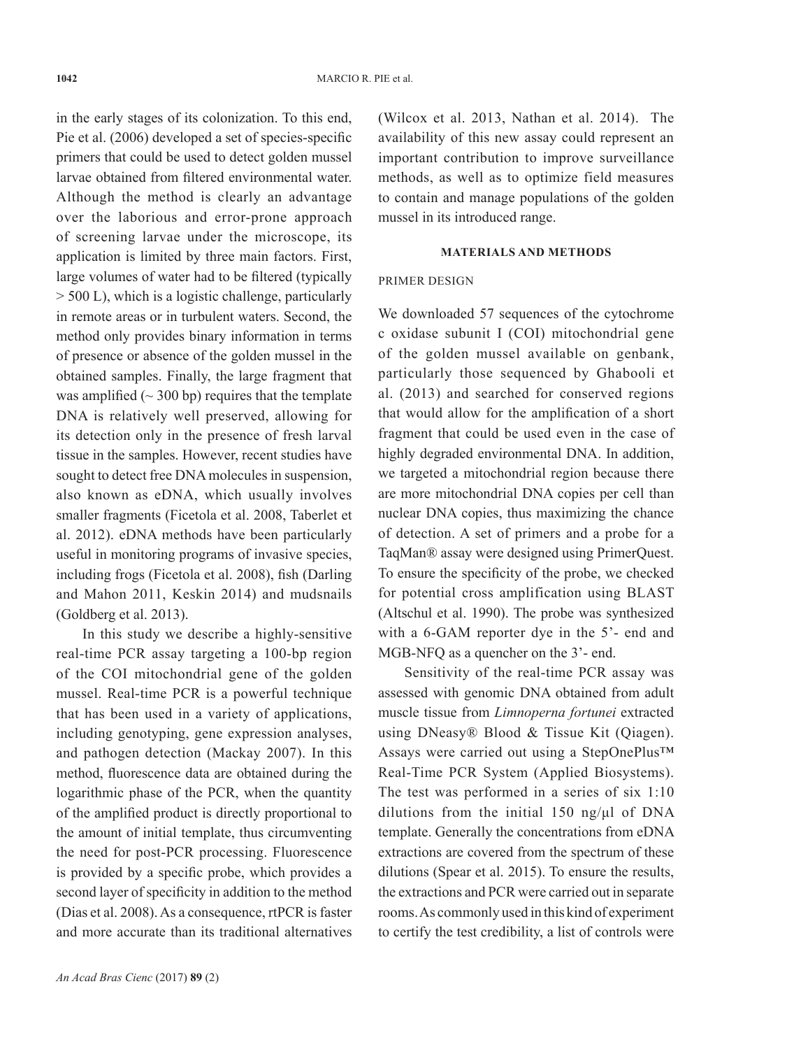in the early stages of its colonization. To this end, Pie et al. (2006) developed a set of species-specific primers that could be used to detect golden mussel larvae obtained from filtered environmental water. Although the method is clearly an advantage over the laborious and error-prone approach of screening larvae under the microscope, its application is limited by three main factors. First, large volumes of water had to be filtered (typically > 500 L), which is a logistic challenge, particularly in remote areas or in turbulent waters. Second, the method only provides binary information in terms of presence or absence of the golden mussel in the obtained samples. Finally, the large fragment that was amplified (~ 300 bp) requires that the template DNA is relatively well preserved, allowing for its detection only in the presence of fresh larval tissue in the samples. However, recent studies have sought to detect free DNA molecules in suspension, also known as eDNA, which usually involves smaller fragments (Ficetola et al. 2008, Taberlet et al. 2012). eDNA methods have been particularly useful in monitoring programs of invasive species, including frogs (Ficetola et al. 2008), fish (Darling and Mahon 2011, Keskin 2014) and mudsnails (Goldberg et al. 2013).

In this study we describe a highly-sensitive real-time PCR assay targeting a 100-bp region of the COI mitochondrial gene of the golden mussel. Real-time PCR is a powerful technique that has been used in a variety of applications, including genotyping, gene expression analyses, and pathogen detection (Mackay 2007). In this method, fluorescence data are obtained during the logarithmic phase of the PCR, when the quantity of the amplified product is directly proportional to the amount of initial template, thus circumventing the need for post-PCR processing. Fluorescence is provided by a specific probe, which provides a second layer of specificity in addition to the method (Dias et al. 2008). As a consequence, rtPCR is faster and more accurate than its traditional alternatives (Wilcox et al. 2013, Nathan et al. 2014). The availability of this new assay could represent an important contribution to improve surveillance methods, as well as to optimize field measures to contain and manage populations of the golden mussel in its introduced range.

## MATERIALS AND METHODS

### PRIMER DESIGN

We downloaded 57 sequences of the cytochrome c oxidase subunit I (COI) mitochondrial gene of the golden mussel available on genbank, particularly those sequenced by Ghabooli et al. (2013) and searched for conserved regions that would allow for the amplification of a short fragment that could be used even in the case of highly degraded environmental DNA. In addition, we targeted a mitochondrial region because there are more mitochondrial DNA copies per cell than nuclear DNA copies, thus maximizing the chance of detection. A set of primers and a probe for a TaqMan® assay were designed using PrimerQuest. To ensure the specificity of the probe, we checked for potential cross amplification using BLAST (Altschul et al. 1990). The probe was synthesized with a 6-GAM reporter dye in the 5'- end and MGB-NFQ as a quencher on the 3'- end.

Sensitivity of the real-time PCR assay was assessed with genomic DNA obtained from adult muscle tissue from *Limnoperna fortunei* extracted using DNeasy® Blood & Tissue Kit (Qiagen). Assays were carried out using a StepOnePlus™ Real-Time PCR System (Applied Biosystems). The test was performed in a series of six 1:10 dilutions from the initial 150 ng/μl of DNA template. Generally the concentrations from eDNA extractions are covered from the spectrum of these dilutions (Spear et al. 2015). To ensure the results, the extractions and PCR were carried out in separate rooms. As commonly used in this kind of experiment to certify the test credibility, a list of controls were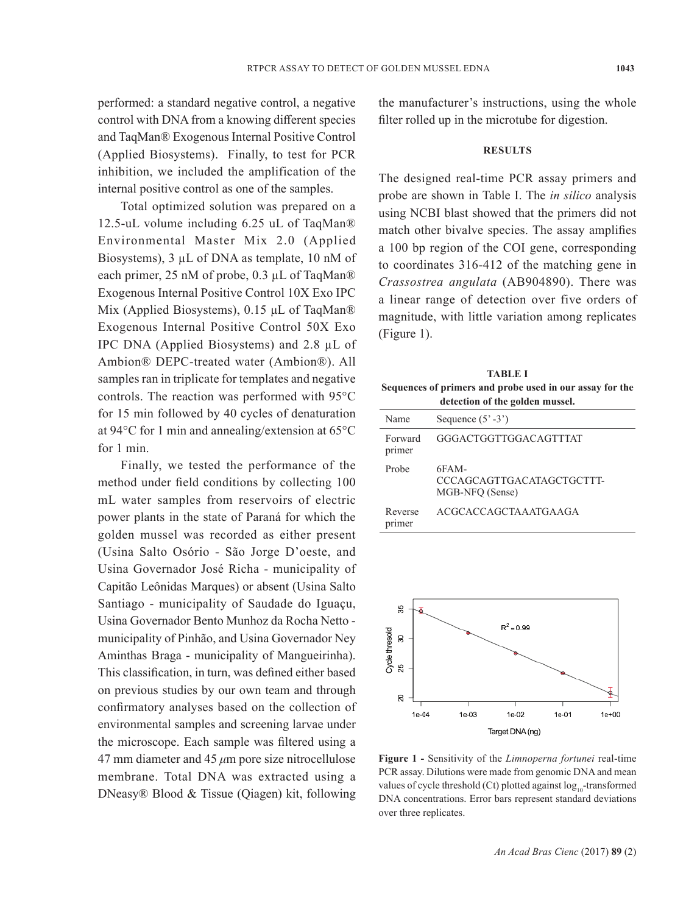performed: a standard negative control, a negative control with DNA from a knowing different species and TaqMan® Exogenous Internal Positive Control (Applied Biosystems). Finally, to test for PCR inhibition, we included the amplification of the internal positive control as one of the samples.

Total optimized solution was prepared on a 12.5-uL volume including 6.25 uL of TaqMan® Environmental Master Mix 2.0 (Applied Biosystems), 3 µL of DNA as template, 10 nM of each primer, 25 nM of probe, 0.3 µL of TaqMan® Exogenous Internal Positive Control 10X Exo IPC Mix (Applied Biosystems), 0.15 µL of TaqMan® Exogenous Internal Positive Control 50X Exo IPC DNA (Applied Biosystems) and 2.8 µL of Ambion® DEPC-treated water (Ambion®). All samples ran in triplicate for templates and negative controls. The reaction was performed with 95°C for 15 min followed by 40 cycles of denaturation at 94°C for 1 min and annealing/extension at 65°C for 1 min.

Finally, we tested the performance of the method under field conditions by collecting 100 mL water samples from reservoirs of electric power plants in the state of Paraná for which the golden mussel was recorded as either present (Usina Salto Osório - São Jorge D'oeste, and Usina Governador José Richa - municipality of Capitão Leônidas Marques) or absent (Usina Salto Santiago - municipality of Saudade do Iguaçu, Usina Governador Bento Munhoz da Rocha Netto - municipality of Pinhão, and Usina Governador Ney Aminthas Braga - municipality of Mangueirinha). This classification, in turn, was defined either based on previous studies by our own team and through confirmatory analyses based on the collection of environmental samples and screening larvae under the microscope. Each sample was filtered using a 47 mm diameter and 45 $\mu$m pore size nitrocellulose membrane. Total DNA was extracted using a DNeasy® Blood & Tissue (Qiagen) kit, following the manufacturer's instructions, using the whole filter rolled up in the microtube for digestion.

## RESULTS

The designed real-time PCR assay primers and probe are shown in Table I. The *in silico* analysis using NCBI blast showed that the primers did not match other bivalve species. The assay amplifies a 100 bp region of the COI gene, corresponding to coordinates 316-412 of the matching gene in *Crassostrea angulata* (AB904890). There was a linear range of detection over five orders of magnitude, with little variation among replicates (Figure 1).

**TABLE I**
**Sequences of primers and probe used in our assay for the detection of the golden mussel.**

| Name | Sequence (5'-3') |
|---|---|
| Forward primer | GGGACTGGTTGGACAGTTTAT |
| Probe | 6FAM-CCCAGCAGTTGACATAGCTGCTTT-MGB-NFQ (Sense) |
| Reverse primer | ACGCACCAGCTAAATGAAGA |

Cycle thresold
35
30
25
20
$R^2 = 0.99$
1e-04
1e-03
1e-02
1e-01
1e+00
Target DNA (ng)

**Figure 1 -** Sensitivity of the *Limnoperna fortunei* real-time PCR assay. Dilutions were made from genomic DNA and mean values of cycle threshold (Ct) plotted against $\log_{10}$-transformed DNA concentrations. Error bars represent standard deviations over three replicates.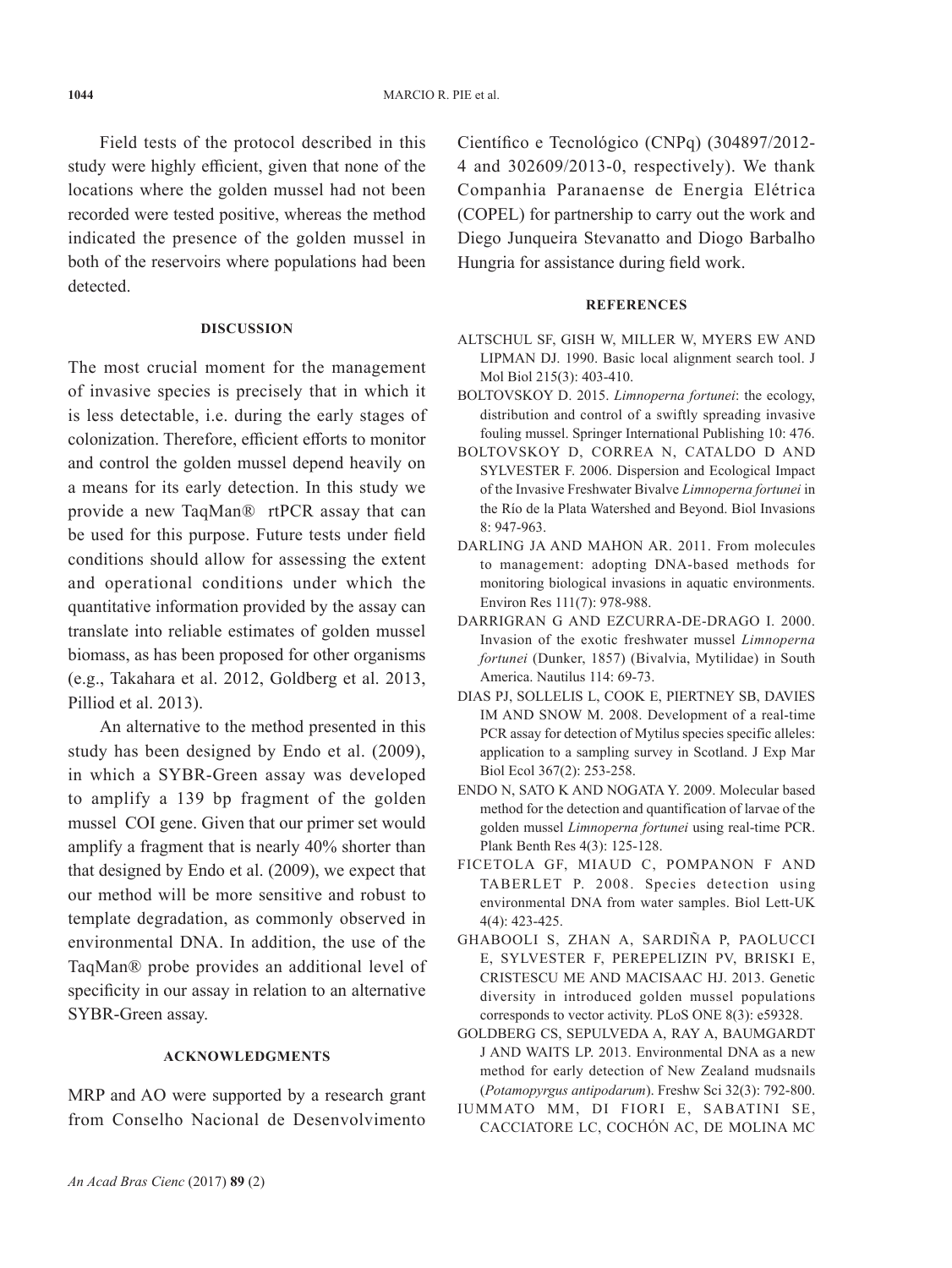Field tests of the protocol described in this study were highly efficient, given that none of the locations where the golden mussel had not been recorded were tested positive, whereas the method indicated the presence of the golden mussel in both of the reservoirs where populations had been detected.

## DISCUSSION

The most crucial moment for the management of invasive species is precisely that in which it is less detectable, i.e. during the early stages of colonization. Therefore, efficient efforts to monitor and control the golden mussel depend heavily on a means for its early detection. In this study we provide a new TaqMan® rtPCR assay that can be used for this purpose. Future tests under field conditions should allow for assessing the extent and operational conditions under which the quantitative information provided by the assay can translate into reliable estimates of golden mussel biomass, as has been proposed for other organisms (e.g., Takahara et al. 2012, Goldberg et al. 2013, Pilliod et al. 2013).

An alternative to the method presented in this study has been designed by Endo et al. (2009), in which a SYBR-Green assay was developed to amplify a 139 bp fragment of the golden mussel COI gene. Given that our primer set would amplify a fragment that is nearly 40% shorter than that designed by Endo et al. (2009), we expect that our method will be more sensitive and robust to template degradation, as commonly observed in environmental DNA. In addition, the use of the TaqMan® probe provides an additional level of specificity in our assay in relation to an alternative SYBR-Green assay.

## ACKNOWLEDGMENTS

MRP and AO were supported by a research grant from Conselho Nacional de Desenvolvimento Científico e Tecnológico (CNPq) (304897/2012-4 and 302609/2013-0, respectively). We thank Companhia Paranaense de Energia Elétrica (COPEL) for partnership to carry out the work and Diego Junqueira Stevanatto and Diogo Barbalho Hungria for assistance during field work.

## REFERENCES

ALTSCHUL SF, GISH W, MILLER W, MYERS EW AND LIPMAN DJ. 1990. Basic local alignment search tool. J Mol Biol 215(3): 403-410.

BOLTOVSKOY D. 2015. *Limnoperna fortunei*: the ecology, distribution and control of a swiftly spreading invasive fouling mussel. Springer International Publishing 10: 476.

BOLTOVSKOY D, CORREA N, CATALDO D AND SYLVESTER F. 2006. Dispersion and Ecological Impact of the Invasive Freshwater Bivalve *Limnoperna fortunei* in the Río de la Plata Watershed and Beyond. Biol Invasions 8: 947-963.

DARLING JA AND MAHON AR. 2011. From molecules to management: adopting DNA-based methods for monitoring biological invasions in aquatic environments. Environ Res 111(7): 978-988.

DARRIGRAN G AND EZCURRA-DE-DRAGO I. 2000. Invasion of the exotic freshwater mussel *Limnoperna fortunei* (Dunker, 1857) (Bivalvia, Mytilidae) in South America. Nautilus 114: 69-73.

DIAS PJ, SOLLELIS L, COOK E, PIERTNEY SB, DAVIES IM AND SNOW M. 2008. Development of a real-time PCR assay for detection of Mytilus species specific alleles: application to a sampling survey in Scotland. J Exp Mar Biol Ecol 367(2): 253-258.

ENDO N, SATO K AND NOGATA Y. 2009. Molecular based method for the detection and quantification of larvae of the golden mussel *Limnoperna fortunei* using real-time PCR. Plank Benth Res 4(3): 125-128.

FICETOLA GF, MIAUD C, POMPANON F AND TABERLET P. 2008. Species detection using environmental DNA from water samples. Biol Lett-UK 4(4): 423-425.

GHABOOLI S, ZHAN A, SARDIÑA P, PAOLUCCI E, SYLVESTER F, PEREPELIZIN PV, BRISKI E, CRISTESCU ME AND MACISAAC HJ. 2013. Genetic diversity in introduced golden mussel populations corresponds to vector activity. PLoS ONE 8(3): e59328.

GOLDBERG CS, SEPULVEDA A, RAY A, BAUMGARDT J AND WAITS LP. 2013. Environmental DNA as a new method for early detection of New Zealand mudsnails (*Potamopyrgus antipodarum*). Freshw Sci 32(3): 792-800.

IUMMATO MM, DI FIORI E, SABATINI SE, CACCIATORE LC, COCHÓN AC, DE MOLINA MC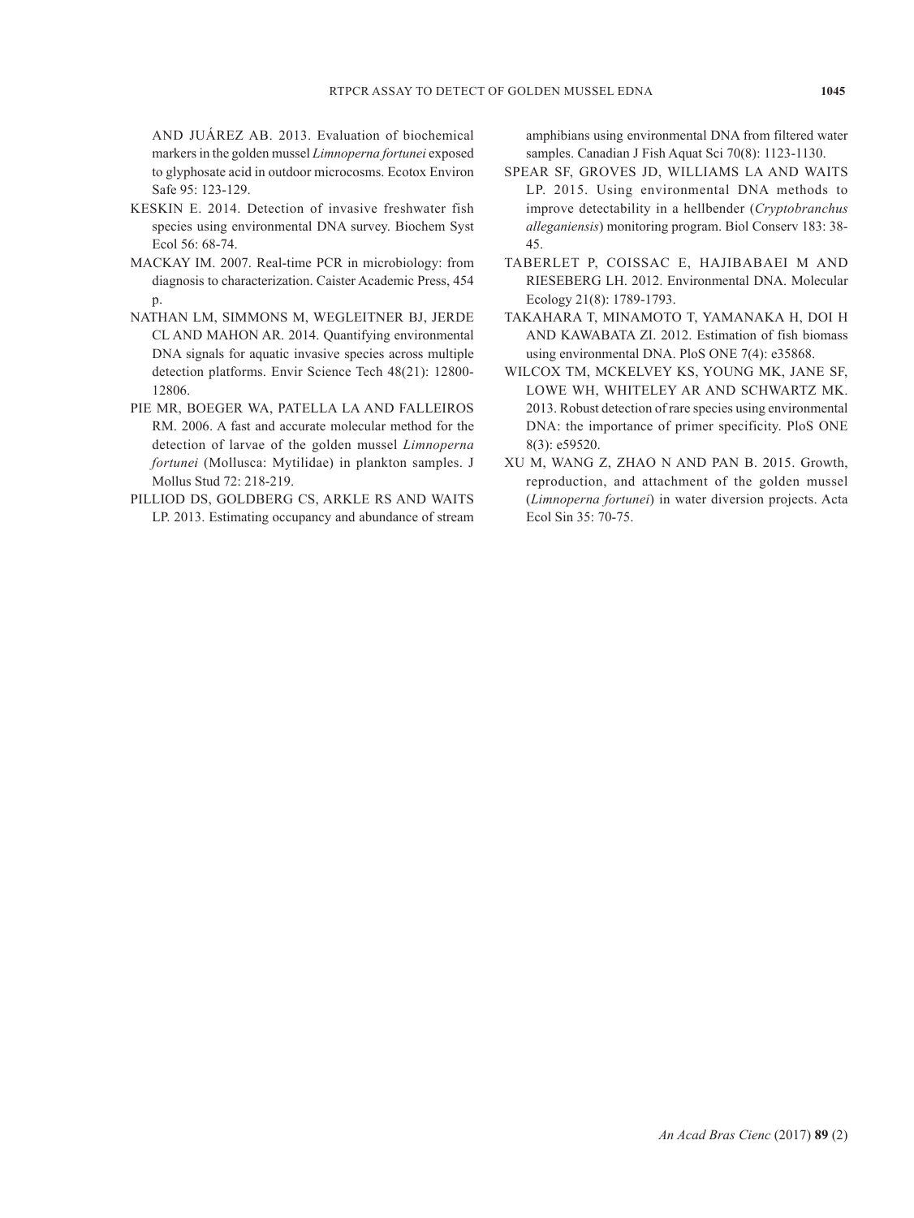AND JUÁREZ AB. 2013. Evaluation of biochemical markers in the golden mussel *Limnoperna fortunei* exposed to glyphosate acid in outdoor microcosms. Ecotox Environ Safe 95: 123-129.

KESKIN E. 2014. Detection of invasive freshwater fish species using environmental DNA survey. Biochem Syst Ecol 56: 68-74.

MACKAY IM. 2007. Real-time PCR in microbiology: from diagnosis to characterization. Caister Academic Press, 454 p.

NATHAN LM, SIMMONS M, WEGLEITNER BJ, JERDE CL AND MAHON AR. 2014. Quantifying environmental DNA signals for aquatic invasive species across multiple detection platforms. Envir Science Tech 48(21): 12800-12806.

PIE MR, BOEGER WA, PATELLA LA AND FALLEIROS RM. 2006. A fast and accurate molecular method for the detection of larvae of the golden mussel *Limnoperna fortunei* (Mollusca: Mytilidae) in plankton samples. J Mollus Stud 72: 218-219.

PILLIOD DS, GOLDBERG CS, ARKLE RS AND WAITS LP. 2013. Estimating occupancy and abundance of stream amphibians using environmental DNA from filtered water samples. Canadian J Fish Aquat Sci 70(8): 1123-1130.

SPEAR SF, GROVES JD, WILLIAMS LA AND WAITS LP. 2015. Using environmental DNA methods to improve detectability in a hellbender (*Cryptobranchus alleganiensis*) monitoring program. Biol Conserv 183: 38-45.

TABERLET P, COISSAC E, HAJIBABAEI M AND RIESEBERG LH. 2012. Environmental DNA. Molecular Ecology 21(8): 1789-1793.

TAKAHARA T, MINAMOTO T, YAMANAKA H, DOI H AND KAWABATA ZI. 2012. Estimation of fish biomass using environmental DNA. PloS ONE 7(4): e35868.

WILCOX TM, MCKELVEY KS, YOUNG MK, JANE SF, LOWE WH, WHITELEY AR AND SCHWARTZ MK. 2013. Robust detection of rare species using environmental DNA: the importance of primer specificity. PloS ONE 8(3): e59520.

XU M, WANG Z, ZHAO N AND PAN B. 2015. Growth, reproduction, and attachment of the golden mussel (*Limnoperna fortunei*) in water diversion projects. Acta Ecol Sin 35: 70-75.